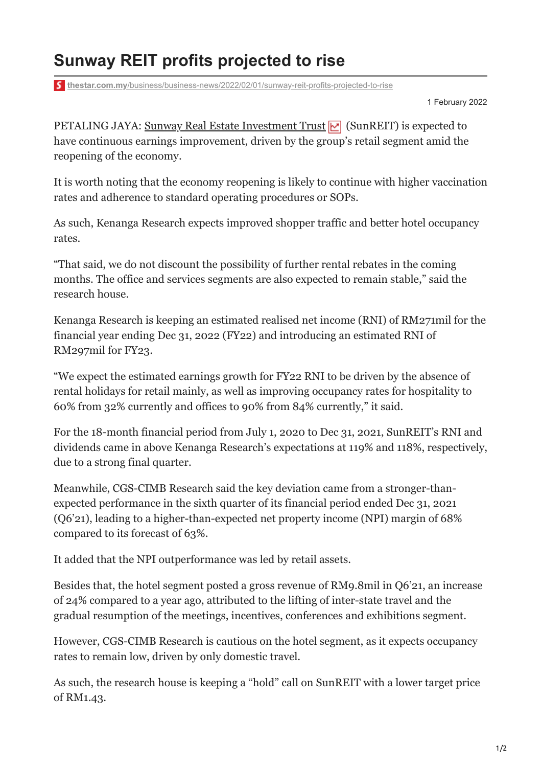# Sunway REIT profits projected to rise

thestar.com.my/business/business-news/2022/02/01/sunway-reit-profits-projected-to-rise

1 February 2022

PETALING JAYA: Sunway Real Estate Investment Trust (SunREIT) is expected to have continuous earnings improvement, driven by the group's retail segment amid the reopening of the economy.

It is worth noting that the economy reopening is likely to continue with higher vaccination rates and adherence to standard operating procedures or SOPs.

As such, Kenanga Research expects improved shopper traffic and better hotel occupancy rates.

"That said, we do not discount the possibility of further rental rebates in the coming months. The office and services segments are also expected to remain stable," said the research house.

Kenanga Research is keeping an estimated realised net income (RNI) of RM271mil for the financial year ending Dec 31, 2022 (FY22) and introducing an estimated RNI of RM297mil for FY23.

"We expect the estimated earnings growth for FY22 RNI to be driven by the absence of rental holidays for retail mainly, as well as improving occupancy rates for hospitality to 60% from 32% currently and offices to 90% from 84% currently," it said.

For the 18-month financial period from July 1, 2020 to Dec 31, 2021, SunREIT's RNI and dividends came in above Kenanga Research's expectations at 119% and 118%, respectively, due to a strong final quarter.

Meanwhile, CGS-CIMB Research said the key deviation came from a stronger-than-expected performance in the sixth quarter of its financial period ended Dec 31, 2021 (Q6'21), leading to a higher-than-expected net property income (NPI) margin of 68% compared to its forecast of 63%.

It added that the NPI outperformance was led by retail assets.

Besides that, the hotel segment posted a gross revenue of RM9.8mil in Q6'21, an increase of 24% compared to a year ago, attributed to the lifting of inter-state travel and the gradual resumption of the meetings, incentives, conferences and exhibitions segment.

However, CGS-CIMB Research is cautious on the hotel segment, as it expects occupancy rates to remain low, driven by only domestic travel.

As such, the research house is keeping a "hold" call on SunREIT with a lower target price of RM1.43.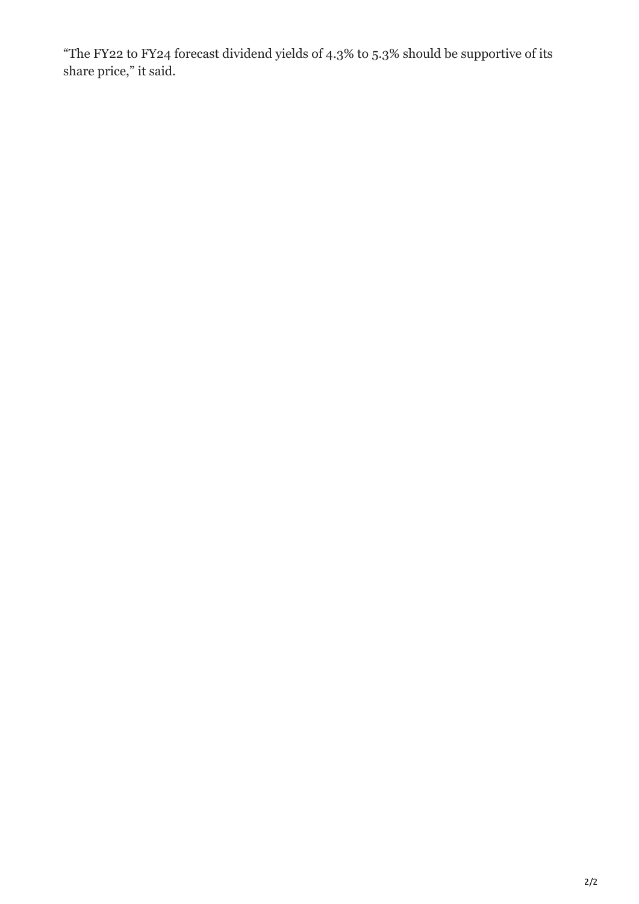"The FY22 to FY24 forecast dividend yields of 4.3% to 5.3% should be supportive of its share price," it said.